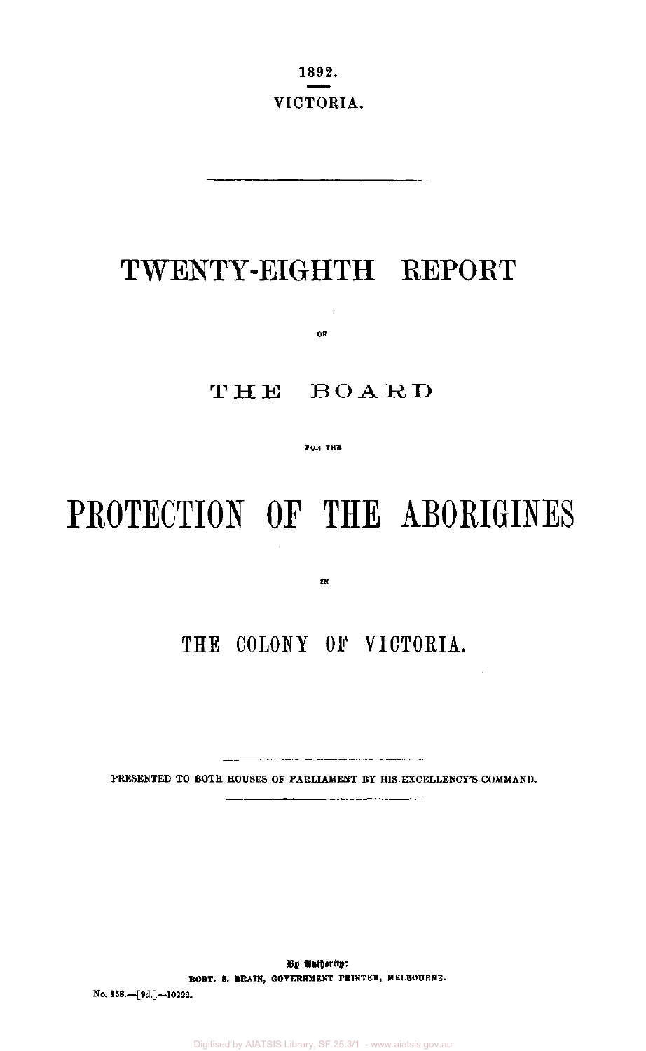1892.

VICTORIA.

# TWENTY-EIGHTH REPORT

OF

# THE BOARD

FOR THE

# PROTECTION OF THE ABORIGINES

IN

# THE COLONY OF VICTORIA.

PRESENTED TO BOTH HOUSES OF PARLIAMENT BY HIS EXCELLENCY'S COMMAND.

By Authority:
ROBT. S. BRAIN, GOVERNMENT PRINTER, MELBOURNE.

No. 158.—[9d.]—10222.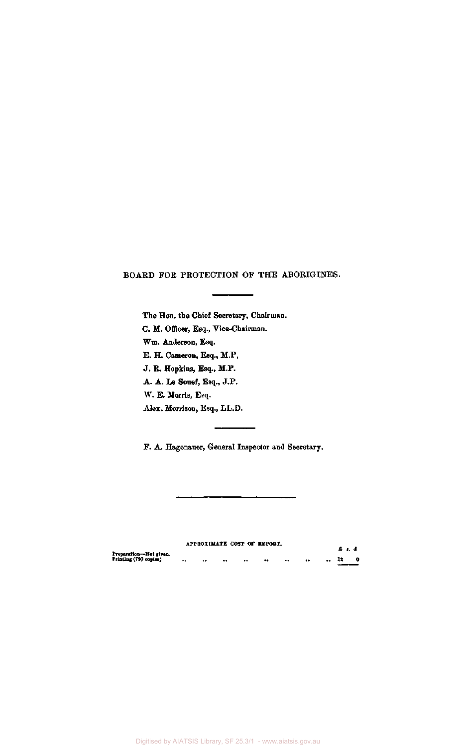## BOARD FOR PROTECTION OF THE ABORIGINES.

The Hon. the Chief Secretary, Chairman.

C. M. Officer, Esq., Vice-Chairman.

Wm. Anderson, Esq.

E. H. Cameron, Esq., M.P.

J. R. Hopkins, Esq., M.P.

A. A. Le Souef, Esq., J.P.

W. E. Morris, Esq.

Alex. Morrison, Esq., LL.D.

F. A. Hagenauer, General Inspector and Secretary.

APPROXIMATE COST OF REPORT.

| | £ | s. | d. |
|---|---|---|---|
| Preparation—Not given. | | | |
| Printing (790 copies) .. .. .. .. .. .. .. .. | | 12 | 0 |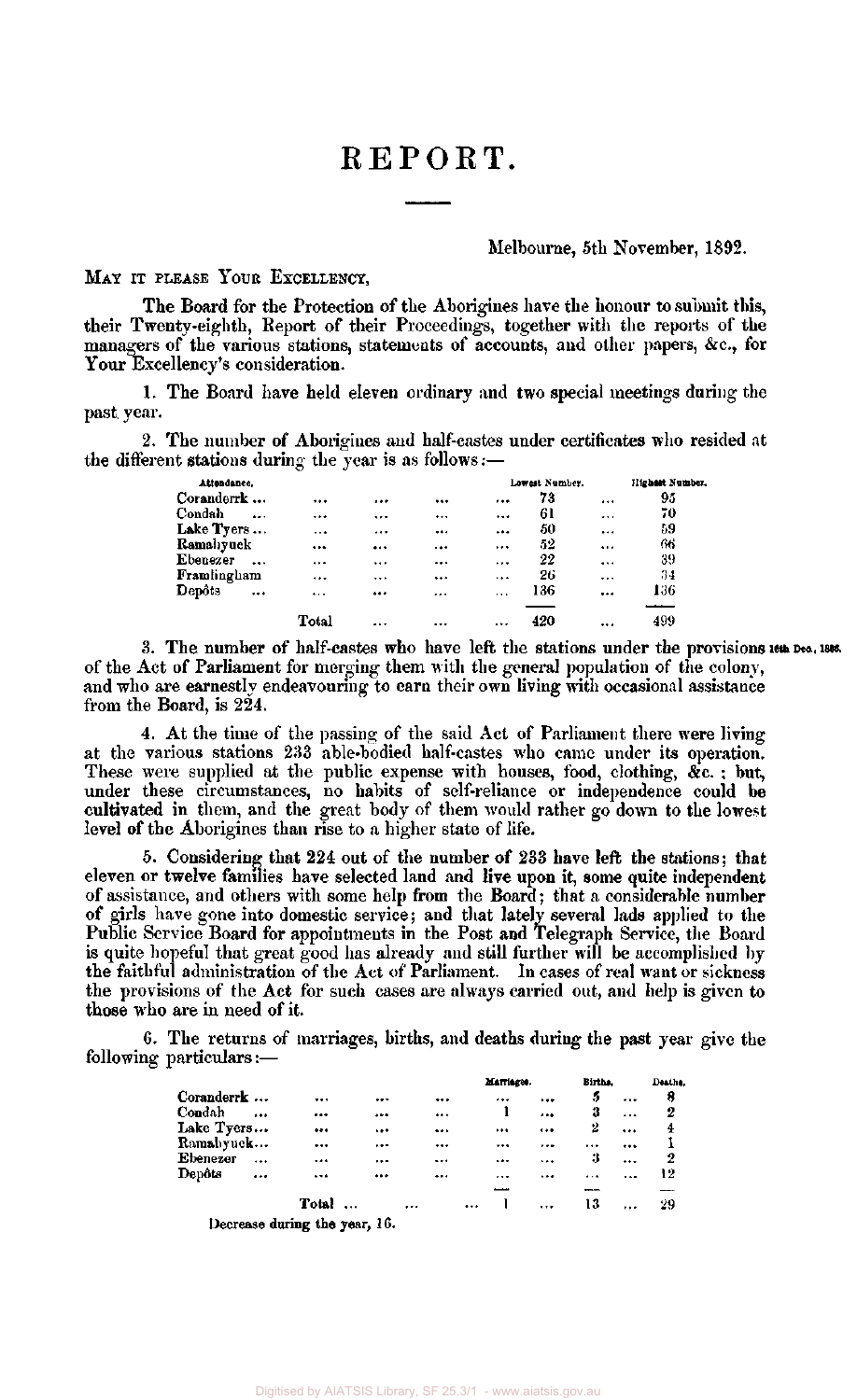# REPORT.

Melbourne, 5th November, 1892.

MAY IT PLEASE YOUR EXCELLENCY,

The Board for the Protection of the Aborigines have the honour to submit this, their Twenty-eighth, Report of their Proceedings, together with the reports of the managers of the various stations, statements of accounts, and other papers, &c., for Your Excellency's consideration.

1. The Board have held eleven ordinary and two special meetings during the past year.

2. The number of Aborigines and half-castes under certificates who resided at the different stations during the year is as follows:—

| Attendance. | Lowest Number. | Highest Number. |
|---|---|---|
| Coranderrk ... | 73 | 95 |
| Condah ... | 61 | 70 |
| Lake Tyers ... | 50 | 59 |
| Ramahyuck | 52 | 66 |
| Ebenezer ... | 22 | 39 |
| Framlingham | 26 | 34 |
| Depôts ... | 136 | 136 |
| Total | 420 | 499 |

3. The number of half-castes who have left the stations under the provisions of the Act of Parliament for merging them with the general population of the colony, and who are earnestly endeavouring to earn their own living with occasional assistance from the Board, is 224. 16th Dec., 1886.

4. At the time of the passing of the said Act of Parliament there were living at the various stations 233 able-bodied half-castes who came under its operation. These were supplied at the public expense with houses, food, clothing, &c.; but, under these circumstances, no habits of self-reliance or independence could be cultivated in them, and the great body of them would rather go down to the lowest level of the Aborigines than rise to a higher state of life.

5. Considering that 224 out of the number of 233 have left the stations; that eleven or twelve families have selected land and live upon it, some quite independent of assistance, and others with some help from the Board; that a considerable number of girls have gone into domestic service; and that lately several lads applied to the Public Service Board for appointments in the Post and Telegraph Service, the Board is quite hopeful that great good has already and still further will be accomplished by the faithful administration of the Act of Parliament. In cases of real want or sickness the provisions of the Act for such cases are always carried out, and help is given to those who are in need of it.

6. The returns of marriages, births, and deaths during the past year give the following particulars:—

| | Marriages. | Births. | Deaths. |
|---|---|---|---|
| Coranderrk ... | ... | 5 | 8 |
| Condah ... | 1 | 3 | 2 |
| Lake Tyers... | ... | 2 | 4 |
| Ramahyuck... | ... | ... | 1 |
| Ebenezer ... | ... | 3 | 2 |
| Depôts ... | ... | ... | 12 |
| Total ... | 1 | 13 | 29 |

Decrease during the year, 16.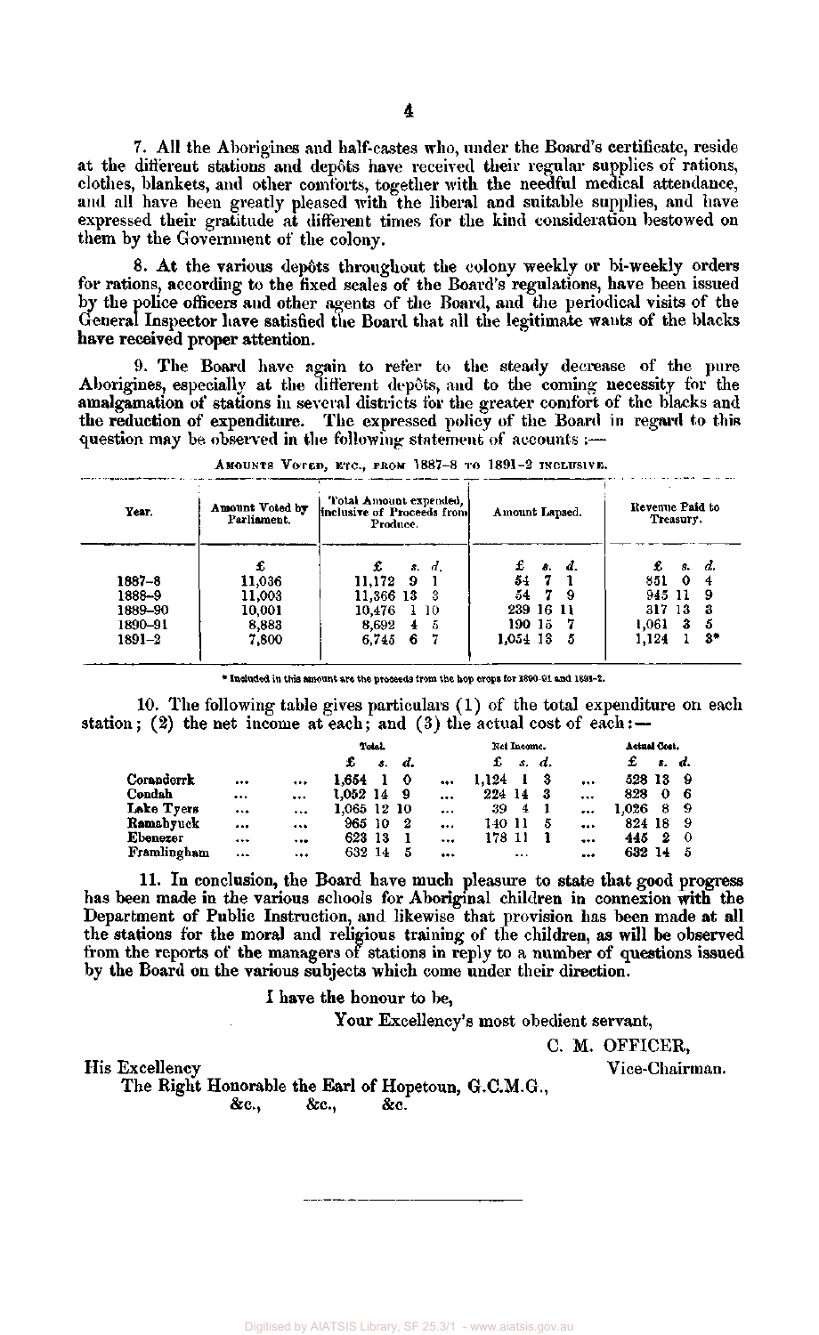7. All the Aborigines and half-castes who, under the Board's certificate, reside at the different stations and depôts have received their regular supplies of rations, clothes, blankets, and other comforts, together with the needful medical attendance, and all have been greatly pleased with the liberal and suitable supplies, and have expressed their gratitude at different times for the kind consideration bestowed on them by the Government of the colony.

8. At the various depôts throughout the colony weekly or bi-weekly orders for rations, according to the fixed scales of the Board's regulations, have been issued by the police officers and other agents of the Board, and the periodical visits of the General Inspector have satisfied the Board that all the legitimate wants of the blacks have received proper attention.

9. The Board have again to refer to the steady decrease of the pure Aborigines, especially at the different depôts, and to the coming necessity for the amalgamation of stations in several districts for the greater comfort of the blacks and the reduction of expenditure. The expressed policy of the Board in regard to this question may be observed in the following statement of accounts :—

AMOUNTS VOTED, ETC., FROM 1887–8 TO 1891–2 INCLUSIVE.

| Year. | Amount Voted by Parliament. | Total Amount expended, inclusive of Proceeds from Produce. | Amount Lapsed. | Revenue Paid to Treasury. |
|---|---|---|---|---|
| | £ | £ s. d. | £ s. d. | £ s. d. |
| 1887–8 | 11,036 | 11,172 9 1 | 54 7 1 | 851 0 4 |
| 1888–9 | 11,003 | 11,366 13 3 | 54 7 9 | 945 11 9 |
| 1889–90 | 10,001 | 10,476 1 10 | 239 16 11 | 317 13 3 |
| 1890–91 | 8,883 | 8,692 4 5 | 190 15 7 | 1,061 3 5 |
| 1891–2 | 7,800 | 6,745 6 7 | 1,054 13 5 | 1,124 1 3* |

\* Included in this amount are the proceeds from the hop crops for 1890-91 and 1891-2.

10. The following table gives particulars (1) of the total expenditure on each station; (2) the net income at each; and (3) the actual cost of each :—

| | Total. | Net Income. | Actual Cost. |
|---|---|---|---|
| | £ s. d. | £ s. d. | £ s. d. |
| Coranderrk | 1,654 1 0 | 1,124 1 3 | 528 13 9 |
| Condah | 1,052 14 9 | 224 14 3 | 828 0 6 |
| Lake Tyers | 1,065 12 10 | 39 4 1 | 1,026 8 9 |
| Ramahyuck | 965 10 2 | 140 11 5 | 824 18 9 |
| Ebenezer | 623 13 1 | 178 11 1 | 445 2 0 |
| Framlingham | 632 14 5 | ... | 632 14 5 |

11. In conclusion, the Board have much pleasure to state that good progress has been made in the various schools for Aboriginal children in connexion with the Department of Public Instruction, and likewise that provision has been made at all the stations for the moral and religious training of the children, as will be observed from the reports of the managers of stations in reply to a number of questions issued by the Board on the various subjects which come under their direction.

I have the honour to be,

Your Excellency's most obedient servant,

C. M. OFFICER,
Vice-Chairman.

His Excellency
The Right Honorable the Earl of Hopetoun, G.C.M.G.,
&c., &c., &c.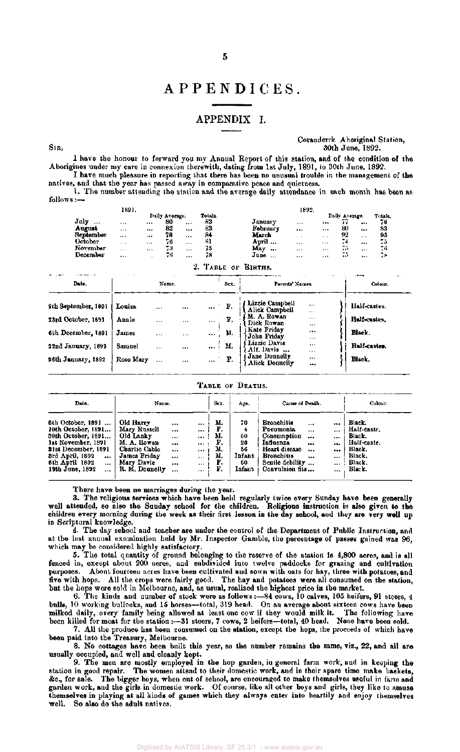# APPENDICES.

## APPENDIX I.

Coranderrk Aboriginal Station,
30th June, 1892.

SIR,

I have the honour to forward you my Annual Report of this station, and of the condition of the Aborigines under my care in connexion therewith, dating from 1st July, 1891, to 30th June, 1892.

I have much pleasure in reporting that there has been no unusual trouble in the management of the natives, and that the year has passed away in comparative peace and quietness.

1. The number attending the station and the average daily attendance in each month has been as follows:—

| 1891. | Daily Average. | Totals. | 1892. | Daily Average. | Totals. |
|---|---|---|---|---|---|
| July ... | 80 | 83 | January ... | 77 | 78 |
| August | 82 | 83 | February ... | 80 | 83 |
| September | 78 | 84 | March ... | 92 | 95 |
| October | 76 | 81 | April ... | 74 | 75 |
| November | 73 | 75 | May ... | 75 | 76 |
| December | 78 | 78 | June ... | 75 | 78 |

2. TABLE OF BIRTHS.

| Date. | Name. | Sex. | Parents' Names. | Colour. |
|---|---|---|---|---|
| 9th September, 1891 | Louisa | F. | Lizzie Campbell / Alick Campbell | Half-castes. |
| 23rd October, 1891 | Annie | F. | M. A. Rowan / Dick Rowan | Half-castes. |
| 6th December, 1891 | James | M. | Kate Friday / John Friday | Black. |
| 22nd January, 1892 | Samuel | M. | Lizzie Davis / Alf. Davis ... | Half-castes. |
| 26th January, 1892 | Rose Mary | F. | Jane Donnelly / Alick Donnelly | Black. |

TABLE OF DEATHS.

| Date. | Name. | Sex. | Age. | Cause of Death. | Colour. |
|---|---|---|---|---|---|
| 8th October, 1891 ... | Old Harry | M. | 70 | Bronchitis | Black. |
| 10th October, 1891... | Mary Russell | F. | 4 | Pneumonia | Half-caste. |
| 30th October, 1891... | Old Lanky | M. | 60 | Consumption | Black. |
| 1st November, 1891 | M. A. Rowan | F. | 23 | Influenza | Half-caste. |
| 31st December, 1891 | Charlie Cable | M. | 56 | Heart disease | Black. |
| 3rd April, 1892 ... | James Friday | M. | Infant | Bronchitus | Black. |
| 6th April 1892 ... | Mary Davie | F. | 60 | Senile debility ... | Black. |
| 19th June, 1892 ... | R. M. Donnelly | F. | Infant | Convulsion fits... | Black. |

There have been no marriages during the year.

3. The religious services which have been held regularly twice every Sunday have been generally well attended, so also the Sunday school for the children. Religious instruction is also given to the children every morning during the week as their first lesson in the day school, and they are very well up in Scriptural knowledge.

4. The day school and teacher are under the control of the Department of Public Instruction, and at the last annual examination held by Mr. Inspector Gamble, the percentage of passes gained was 96, which may be considered highly satisfactory.

5. The total quantity of ground belonging to the reserve of the station is 4,800 acres, and is all fenced in, except about 200 acres, and subdivided into twelve paddocks for grazing and cultivation purposes. About fourteen acres have been cultivated and sown with oats for hay, three with potatoes, and five with hops. All the crops were fairly good. The hay and potatoes were all consumed on the station, but the hops were sold in Melbourne, and, as usual, realized the highest price in the market.

6. The kinds and number of stock were as follows:—84 cows, 10 calves, 105 heifers, 91 steers, 4 bulls, 10 working bullocks, and 15 horses—total, 319 head. On an average about sixteen cows have been milked daily, every family being allowed at least one cow if they would milk it. The following have been killed for meat for the station:—31 steers, 7 cows, 2 heifers—total, 40 head. None have been sold.

7. All the produce has been consumed on the station, except the hops, the proceeds of which have been paid into the Treasury, Melbourne.

8. No cottages have been built this year, so the number remains the same, viz., 22, and all are usually occupied, and well and cleanly kept.

9. The men are mostly employed in the hop garden, in general farm work, and in keeping the station in good repair. The women attend to their domestic work, and in their spare time make baskets, &c., for sale. The bigger boys, when out of school, are encouraged to make themselves useful in farm and garden work, and the girls in domestic work. Of course, like all other boys and girls, they like to amuse themselves in playing at all kinds of games which they always enter into heartily and enjoy themselves well. So also do the adult natives.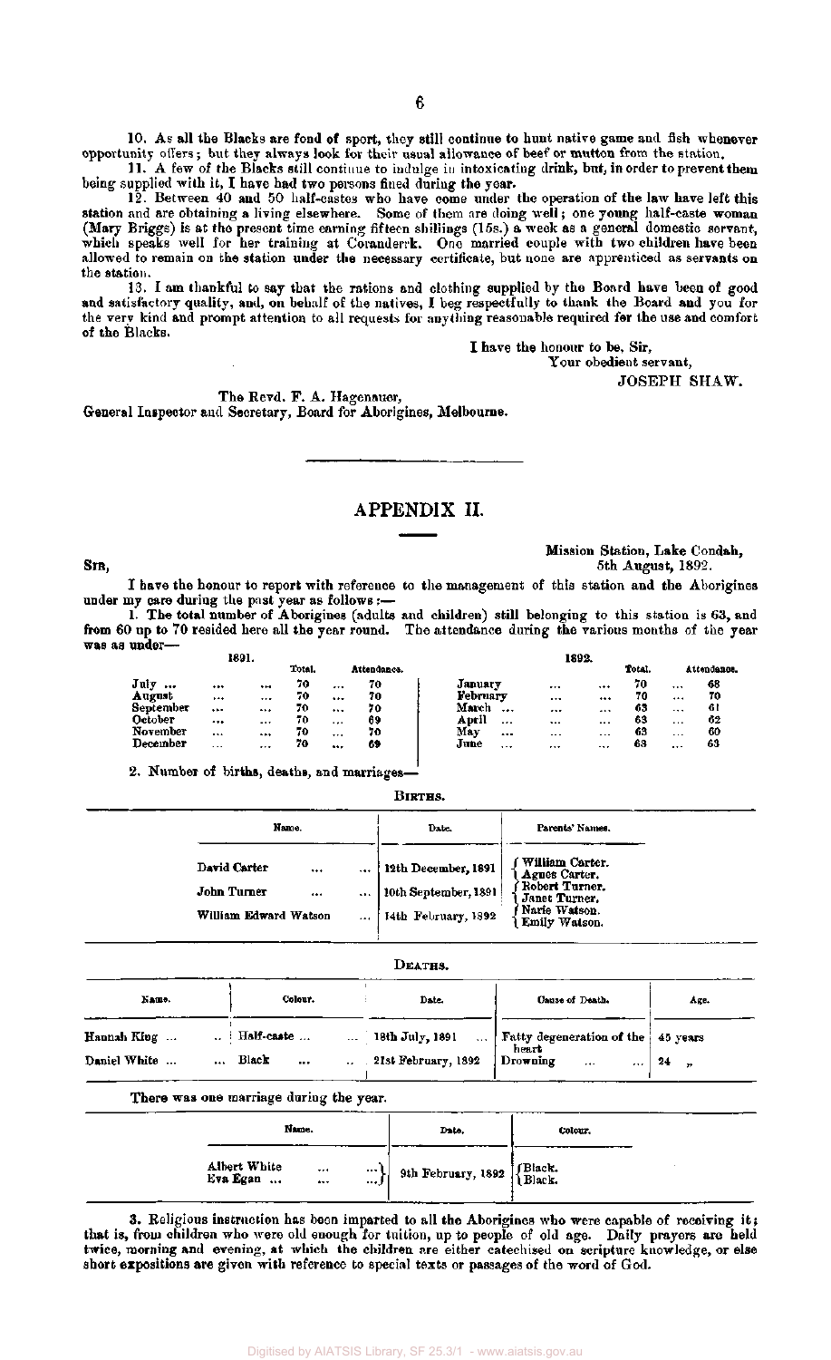10. As all the Blacks are fond of sport, they still continue to hunt native game and fish whenever opportunity offers; but they always look for their usual allowance of beef or mutton from the station.

11. A few of the Blacks still continue to indulge in intoxicating drink, but, in order to prevent them being supplied with it, I have had two persons fined during the year.

12. Between 40 and 50 half-castes who have come under the operation of the law have left this station and are obtaining a living elsewhere. Some of them are doing well; one young half-caste woman (Mary Briggs) is at the present time earning fifteen shillings (15s.) a week as a general domestic servant, which speaks well for her training at Coranderrk. One married couple with two children have been allowed to remain on the station under the necessary certificate, but none are apprenticed as servants on the station.

13. I am thankful to say that the rations and clothing supplied by the Board have been of good and satisfactory quality, and, on behalf of the natives, I beg respectfully to thank the Board and you for the very kind and prompt attention to all requests for anything reasonable required for the use and comfort of the Blacks.

I have the honour to be, Sir,
Your obedient servant,
JOSEPH SHAW.

The Revd. F. A. Hagenauer,
General Inspector and Secretary, Board for Aborigines, Melbourne.

## APPENDIX II.

Mission Station, Lake Condah,
5th August, 1892.

SIR,

I have the honour to report with reference to the management of this station and the Aborigines under my care during the past year as follows:—

1. The total number of Aborigines (adults and children) still belonging to this station is 63, and from 60 up to 70 resided here all the year round. The attendance during the various months of the year was as under—

| 1891. | Total. | Attendance. | 1892. | Total. | Attendance. |
|---|---|---|---|---|---|
| July | 70 | 70 | January | 70 | 68 |
| August | 70 | 70 | February | 70 | 70 |
| September | 70 | 70 | March | 63 | 61 |
| October | 70 | 69 | April | 63 | 62 |
| November | 70 | 70 | May | 63 | 60 |
| December | 70 | 69 | June | 63 | 63 |

2. Number of births, deaths, and marriages—

BIRTHS.

| Name. | Date. | Parents' Names. |
|---|---|---|
| David Carter | 12th December, 1891 | William Carter. Agnes Carter. |
| John Turner | 10th September, 1891 | Robert Turner. Janet Turner. |
| William Edward Watson | 14th February, 1892 | Narie Watson. Emily Watson. |

DEATHS.

| Name. | Colour. | Date. | Cause of Death. | Age. |
|---|---|---|---|---|
| Hannah King | Half-caste | 18th July, 1891 | Fatty degeneration of the heart | 45 years |
| Daniel White | Black | 21st February, 1892 | Drowning | 24 " |

There was one marriage during the year.

| Name. | Date. | Colour. |
|---|---|---|
| Albert White<br>Eva Egan | 9th February, 1892 | Black.<br>Black. |

3. Religious instruction has been imparted to all the Aborigines who were capable of receiving it; that is, from children who were old enough for tuition, up to people of old age. Daily prayers are held twice, morning and evening, at which the children are either catechised on scripture knowledge, or else short expositions are given with reference to special texts or passages of the word of God.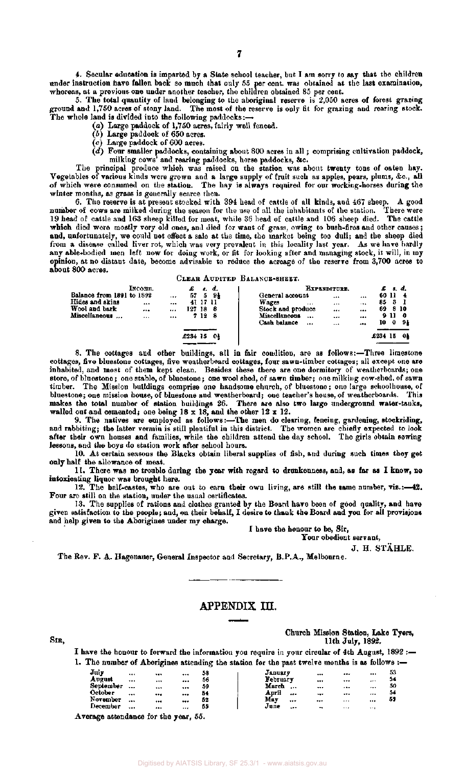4. Secular education is imparted by a State school teacher, but I am sorry to say that the children under instruction have fallen back so much that only 55 per cent. was obtained at the last examination, whereas, at a previous one under another teacher, the children obtained 85 per cent.

5. The total quantity of land belonging to the aboriginal reserve is 2,050 acres of forest grazing ground and 1,750 acres of stony land. The most of the reserve is only fit for grazing and rearing stock. The whole land is divided into the following paddocks:—

- (*a*) Large paddock of 1,750 acres, fairly well fenced.
- (*b*) Large paddock of 650 acres.
- (*c*) Large paddock of 600 acres.
- (*d*) Four smaller paddocks, containing about 800 acres in all; comprising cultivation paddock, milking cows' and rearing paddocks, horse paddocks, &c.

The principal produce which was raised on the station was about twenty tons of oaten hay. Vegetables of various kinds were grown and a large supply of fruit such as apples, pears, plums, &c., all of which were consumed on the station. The hay is always required for our working-horses during the winter months, as grass is generally scarce then.

6. The reserve is at present stocked with 394 head of cattle of all kinds, and 467 sheep. A good number of cows are milked during the season for the use of all the inhabitants of the station. There were 19 head of cattle and 163 sheep killed for meat, while 36 head of cattle and 106 sheep died. The cattle which died were mostly very old ones, and died for want of grass, owing to bush-fires and other causes; and, unfortunately, we could not effect a sale at the time, the market being too dull; and the sheep died from a disease called liver rot, which was very prevalent in this locality last year. As we have hardly any able-bodied men left now for doing work, or fit for looking after and managing stock, it will, in my opinion, at no distant date, become advisable to reduce the acreage of the reserve from 3,700 acres to about 800 acres.

CLEAR AUDITED BALANCE-SHEET.

| Income. | £ s. d. | Expenditure. | £ s. d. |
|---|---|---|---|
| Balance from 1891 to 1892 ... | 57 5 9½ | General account ... ... | 60 11 4 |
| Hides and skins ... ... | 41 17 11 | Wages ... ... ... | 85 3 1 |
| Wool and bark ... ... | 127 18 8 | Stock and produce ... ... | 69 8 10 |
| Miscellaneous ... ... ... | 7 12 8 | Miscellaneous ... ... ... | 9 11 0 |
| | | Cash balance ... ... ... | 10 0 9½ |
| | £234 15 0½ | | £234 15 0½ |

8. The cottages and other buildings, all in fair condition, are as follows:—Three limestone cottages, five bluestone cottages, five weatherboard cottages, four sawn-timber cottages; all except one are inhabited, and most of them kept clean. Besides these there are one dormitory of weatherboards; one store, of bluestone; one stable, of bluestone; one wool shed, of sawn timber; one milking cow-shed, of sawn timber. The Mission buildings comprise one handsome church, of bluestone; one large schoolhouse, of bluestone; one mission house, of bluestone and weatherboard; one teacher's house, of weatherboards. This makes the total number of station buildings 26. There are also two large underground water-tanks, walled out and cemented; one being 18 x 18, and the other 12 x 12.

9. The natives are employed as follows:—The men do clearing, fencing, gardening, stockriding, and rabbiting; the latter vermin is still plentiful in this district. The women are chiefly expected to look after their own houses and families, while the children attend the day school. The girls obtain sewing lessons, and the boys do station work after school hours.

10. At certain seasons the Blacks obtain liberal supplies of fish, and during such times they get only half the allowance of meat.

11. There was no trouble during the year with regard to drunkenness, and, as far as I know, no intoxicating liquor was brought here.

12. The half-castes, who are out to earn their own living, are still the same number, viz.:—42. Four are still on the station, under the usual certificates.

13. The supplies of rations and clothes granted by the Board have been of good quality, and have given satisfaction to the people; and, on their behalf, I desire to thank the Board and you for all provisions and help given to the Aborigines under my charge.

I have the honour to be, Sir,
Your obedient servant,
J. H. STÄHLE.

The Rev. F. A. Hagenauer, General Inspector and Secretary, B.P.A., Melbourne.

## APPENDIX III.

Church Mission Station, Lake Tyers,
11th July, 1892.

SIR,

I have the honour to forward the information you require in your circular of 4th August, 1892:—

1. The number of Aborigines attending the station for the past twelve months is as follows:—

| Month | Number | Month | Number |
|---|---|---|---|
| July ... ... ... | 58 | January ... ... ... | 53 |
| August ... ... ... | 56 | February ... ... ... | 54 |
| September ... ... ... | 59 | March ... ... ... | 50 |
| October ... ... ... | 54 | April ... ... ... | 54 |
| November ... ... ... | 52 | May ... ... ... | 52 |
| December ... ... ... | 55 | June ... ... ... | |

Average attendance for the year, 55.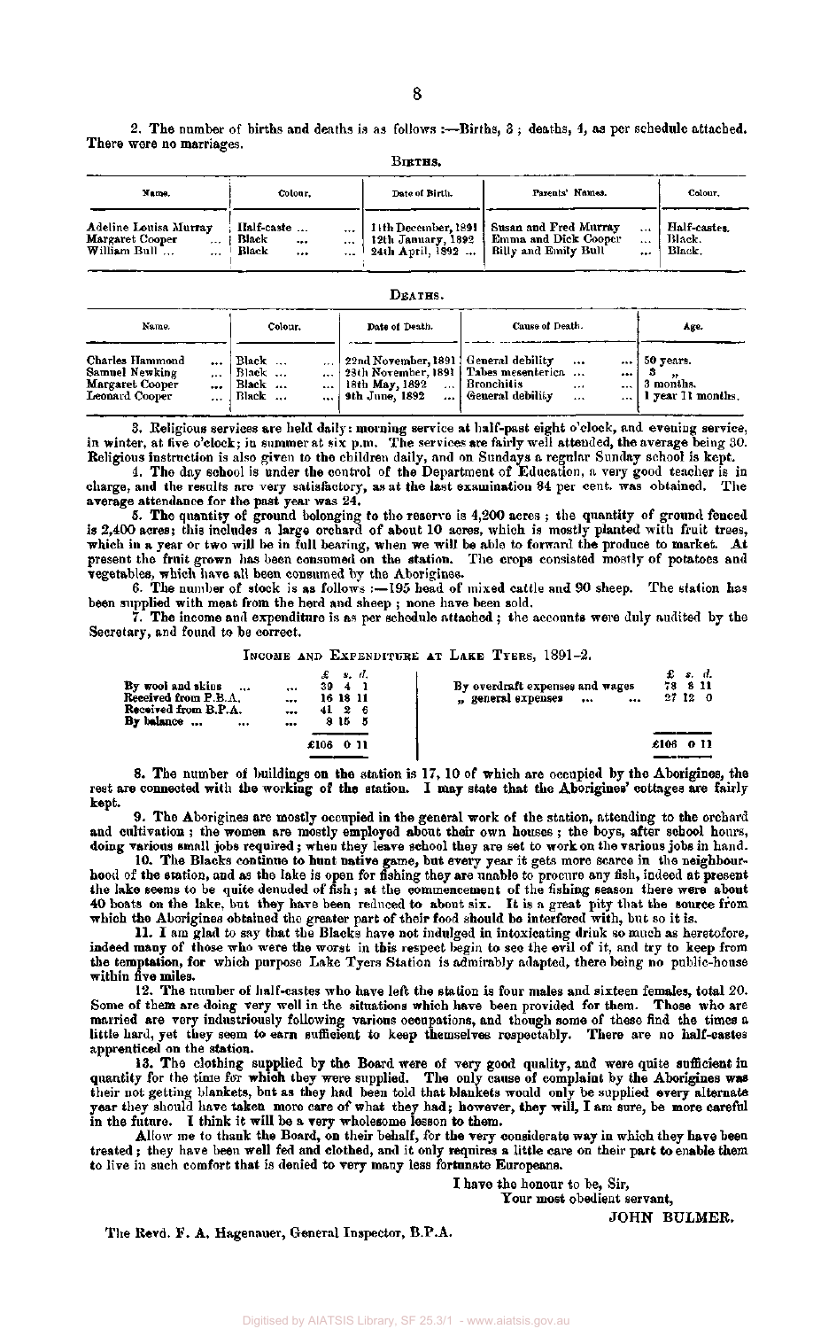2. The number of births and deaths is as follows :—Births, 3 ; deaths, 4, as per schedule attached. There were no marriages.

BIRTHS.

| Name. | Colour. | Date of Birth. | Parents' Names. | Colour. |
|---|---|---|---|---|
| Adeline Louisa Murray | Half-caste ... | 11th December, 1891 | Susan and Fred Murray ... | Half-castes. |
| Margaret Cooper ... | Black ... | 12th January, 1892 | Emma and Dick Cooper ... | Black. |
| William Bull ... | Black ... | 24th April, 1892 ... | Billy and Emily Bull ... | Black. |

DEATHS.

| Name. | Colour. | Date of Death. | Cause of Death. | Age. |
|---|---|---|---|---|
| Charles Hammond ... | Black ... | 22nd November, 1891 | General debility ... | 50 years. |
| Samuel Newking ... | Black ... | 28th November, 1891 | Tabes mesenterica ... | 3 " |
| Margaret Cooper ... | Black ... | 18th May, 1892 ... | Bronchitis ... | 3 months. |
| Leonard Cooper ... | Black ... | 9th June, 1892 ... | General debility ... | 1 year 11 months. |

3. Religious services are held daily: morning service at half-past eight o'clock, and evening service, in winter, at five o'clock; in summer at six p.m. The services are fairly well attended, the average being 30. Religious instruction is also given to the children daily, and on Sundays a regular Sunday school is kept.

4. The day school is under the control of the Department of Education, a very good teacher is in charge, and the results are very satisfactory, as at the last examination 84 per cent. was obtained. The average attendance for the past year was 24.

5. The quantity of ground belonging to the reserve is 4,200 acres ; the quantity of ground fenced is 2,400 acres; this includes a large orchard of about 10 acres, which is mostly planted with fruit trees, which in a year or two will be in full bearing, when we will be able to forward the produce to market. At present the fruit grown has been consumed on the station. The crops consisted mostly of potatoes and vegetables, which have all been consumed by the Aborigines.

6. The number of stock is as follows :—195 head of mixed cattle and 90 sheep. The station has been supplied with meat from the herd and sheep ; none have been sold.

7. The income and expenditure is as per schedule attached ; the accounts were duly audited by the Secretary, and found to be correct.

INCOME AND EXPENDITURE AT LAKE TYERS, 1891-2.

| | £ s. d. | | £ s. d. |
|---|---|---|---|
| By wool and skins ... ... | 39 4 1 | By overdraft expenses and wages | 78 8 11 |
| Received from P.B.A. ... | 16 18 11 | " general expenses ... ... | 27 12 0 |
| Received from B.P.A. ... | 41 2 6 | | |
| By balance ... ... ... | 8 15 5 | | |
| | £106 0 11 | | £106 0 11 |

8. The number of buildings on the station is 17, 10 of which are occupied by the Aborigines, the rest are connected with the working of the station. I may state that the Aborigines' cottages are fairly kept.

9. The Aborigines are mostly occupied in the general work of the station, attending to the orchard and cultivation ; the women are mostly employed about their own houses ; the boys, after school hours, doing various small jobs required ; when they leave school they are set to work on the various jobs in hand.

10. The Blacks continue to hunt native game, but every year it gets more scarce in the neighbourhood of the station, and as the lake is open for fishing they are unable to procure any fish, indeed at present the lake seems to be quite denuded of fish ; at the commencement of the fishing season there were about 40 boats on the lake, but they have been reduced to about six. It is a great pity that the source from which the Aborigines obtained the greater part of their food should be interfered with, but so it is.

11. I am glad to say that the Blacks have not indulged in intoxicating drink so much as heretofore, indeed many of those who were the worst in this respect begin to see the evil of it, and try to keep from the temptation, for which purpose Lake Tyers Station is admirably adapted, there being no public-house within five miles.

12. The number of half-castes who have left the station is four males and sixteen females, total 20. Some of them are doing very well in the situations which have been provided for them. Those who are married are very industriously following various occupations, and though some of these find the times a little hard, yet they seem to earn sufficient to keep themselves respectably. There are no half-castes apprenticed on the station.

13. The clothing supplied by the Board were of very good quality, and were quite sufficient in quantity for the time for which they were supplied. The only cause of complaint by the Aborigines was their not getting blankets, but as they had been told that blankets would only be supplied every alternate year they should have taken more care of what they had; however, they will, I am sure, be more careful in the future. I think it will be a very wholesome lesson to them.

Allow me to thank the Board, on their behalf, for the very considerate way in which they have been treated ; they have been well fed and clothed, and it only requires a little care on their part to enable them to live in such comfort that is denied to very many less fortunate Europeans.

I have the honour to be, Sir,
Your most obedient servant,

JOHN BULMER.

The Revd. F. A. Hagenauer, General Inspector, B.P.A.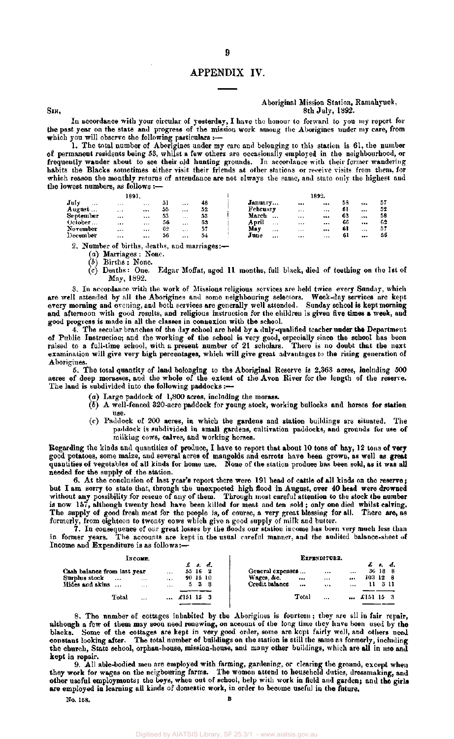# APPENDIX IV.

Aboriginal Mission Station, Ramahyuck,
8th July, 1892.

SIR,

In accordance with your circular of yesterday, I have the honour to forward to you my report for the past year on the state and progress of the mission work among the Aborigines under my care, from which you will observe the following particulars :—

1. The total number of Aborigines under my care and belonging to this station is 61, the number of permanent residents being 53, whilst a few others are occasionally employed in the neighbourhood, or frequently wander about to see their old hunting grounds. In accordance with their former wandering habits the Blacks sometimes either visit their friends at other stations or receive visits from them, for which reason the monthly returns of attendance are not always the same, and state only the highest and the lowest numbers, as follows :—

| 1891. | | | 1892. | | |
|---|---|---|---|---|---|
| July | 51 | 48 | January | 58 | 57 |
| August | 55 | 52 | February | 61 | 52 |
| September | 53 | 53 | March | 63 | 58 |
| October | 56 | 53 | April | 66 | 62 |
| November | 62 | 57 | May | 61 | 57 |
| December | 56 | 54 | June | 61 | 56 |

2. Number of births, deaths, and marriages:—

(a) Marriages: None.

(b) Births: None.

(c) Deaths: One. Edgar Moffat, aged 11 months, full black, died of teething on the 1st of May, 1892.

3. In accordance with the work of Missions religious services are held twice every Sunday, which are well attended by all the Aborigines and some neighbouring selectors. Week-day services are kept every morning and evening, and both services are generally well attended. Sunday school is kept morning and afternoon with good results, and religious instruction for the children is given five times a week, and good progress is made in all the classes in connexion with the school.

4. The secular branches of the day school are held by a duly-qualified teacher under the Department of Public Instruction; and the working of the school is very good, especially since the school has been raised to a full-time school, with a present number of 21 scholars. There is no doubt that the next examination will give very high percentages, which will give great advantages to the rising generation of Aborigines.

5. The total quantity of land belonging to the Aboriginal Reserve is 2,363 acres, including 500 acres of deep morasses, and the whole of the extent of the Avon River for the length of the reserve. The land is subdivided into the following paddocks :—

(a) Large paddock of 1,800 acres, including the morass.

(b) A well-fenced 320-acre paddock for young stock, working bullocks and horses for station use.

(c) Paddock of 200 acres, in which the gardens and station buildings are situated. The paddock is subdivided in small gardens, cultivation paddocks, and grounds for use of milking cows, calves, and working horses.

Regarding the kinds and quantities of produce, I have to report that about 10 tons of hay, 12 tons of very good potatoes, some maize, and several acres of mangolds and carrots have been grown, as well as great quantities of vegetables of all kinds for home use. None of the station produce has been sold, as it was all needed for the supply of the station.

6. At the conclusion of last year's report there were 191 head of cattle of all kinds on the reserve; but I am sorry to state that, through the unexpected high flood in August, over 40 head were drowned without any possibility for rescue of any of them. Through most careful attention to the stock the number is now 157, although twenty head have been killed for meat and ten sold; only one died whilst calving. The supply of good fresh meat for the people is, of course, a very great blessing for all. There are, as formerly, from eighteen to twenty cows which give a good supply of milk and butter.

7. In consequence of our great losses by the floods our station income has been very much less than in former years. The accounts are kept in the usual careful manner, and the audited balance-sheet of Income and Expenditure is as follows:—

| INCOME. | £ s. d. | EXPENDITURE. | £ s. d. |
|---|---|---|---|
| Cash balance from last year | 55 16 2 | General expenses | 36 18 8 |
| Surplus stock | 90 15 10 | Wages, &c. | 103 12 8 |
| Hides and skins | 5 3 8 | Credit balance | 11 3 11 |
| Total | £151 15 3 | Total | £151 15 3 |

8. The number of cottages inhabited by the Aborigines is fourteen; they are all in fair repair, although a few of them may soon need renewing, on account of the long time they have been used by the blacks. Some of the cottages are kept in very good order, some are kept fairly well, and others need constant looking after. The total number of buildings on the station is still the same as formerly, including the church, State school, orphan-house, mission-house, and many other buildings, which are all in use and kept in repair.

9. All able-bodied men are employed with farming, gardening, or clearing the ground, except when they work for wages on the neigbouring farms. The women attend to household duties, dressmaking, and other useful employments; the boys, when out of school, help with work in field and garden; and the girls are employed in learning all kinds of domestic work, in order to become useful in the future.

No. 158. B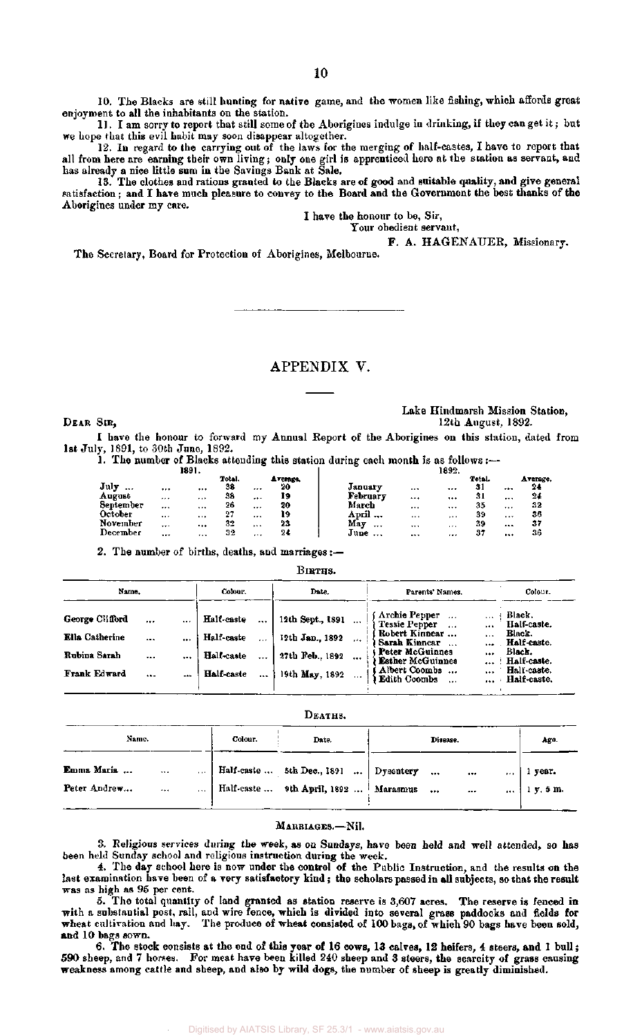10. The Blacks are still hunting for native game, and the women like fishing, which affords great enjoyment to all the inhabitants on the station.

11. I am sorry to report that still some of the Aborigines indulge in drinking, if they can get it; but we hope that this evil habit may soon disappear altogether.

12. In regard to the carrying out of the laws for the merging of half-castes, I have to report that all from here are earning their own living; only one girl is apprenticed here at the station as servant, and has already a nice little sum in the Savings Bank at Sale.

13. The clothes and rations granted to the Blacks are of good and suitable quality, and give general satisfaction; and I have much pleasure to convey to the Board and the Government the best thanks of the Aborigines under my care.

I have the honour to be, Sir,
Your obedient servant,

F. A. HAGENAUER, Missionary.

The Secretary, Board for Protection of Aborigines, Melbourne.

---

## APPENDIX V.

Lake Hindmarsh Mission Station,
12th August, 1892.

DEAR SIR,

I have the honour to forward my Annual Report of the Aborigines on this station, dated from 1st July, 1891, to 30th June, 1892.

1. The number of Blacks attending this station during each month is as follows:—

| 1891. | Total. | Average. | 1892. | Total. | Average. |
|---|---|---|---|---|---|
| July ... | 38 | 20 | January | 31 | 24 |
| August | 38 | 19 | February | 31 | 24 |
| September | 26 | 20 | March | 35 | 32 |
| October | 27 | 19 | April ... | 39 | 36 |
| November | 32 | 23 | May ... | 39 | 37 |
| December | 32 | 24 | June ... | 37 | 36 |

2. The number of births, deaths, and marriages:—

BIRTHS.

| Name. | Colour. | Date. | Parents' Names. | Colour. |
|---|---|---|---|---|
| George Clifford | Half-caste | 12th Sept., 1891 | Archie Pepper<br>Tessie Pepper | Black.<br>Half-caste. |
| Ella Catherine | Half-caste | 12th Jan., 1892 | Robert Kinnear ...<br>Sarah Kinnear | Black.<br>Half-caste. |
| Rubina Sarah | Half-caste | 27th Feb., 1892 | Peter McGuinnes<br>Esther McGuinnes | Black.<br>Half-caste. |
| Frank Edward | Half-caste | 19th May, 1892 | Albert Coombs ...<br>Edith Coombs | Half-caste.<br>Half-caste. |

DEATHS.

| Name. | Colour. | Date. | Disease. | Age. |
|---|---|---|---|---|
| Emma Maria ... | Half-caste ... | 5th Dec., 1891 | Dysentery | 1 year. |
| Peter Andrew... | Half-caste ... | 9th April, 1892 | Marasmus | 1 y. 5 m. |

MARRIAGES.—Nil.

3. Religious services during the week, as on Sundays, have been held and well attended, so has been held Sunday school and religious instruction during the week.

4. The day school here is now under the control of the Public Instruction, and the results on the last examination have been of a very satisfactory kind; the scholars passed in all subjects, so that the result was as high as 95 per cent.

5. The total quantity of land granted as station reserve is 3,607 acres. The reserve is fenced in with a substantial post, rail, and wire fence, which is divided into several grass paddocks and fields for wheat cultivation and hay. The produce of wheat consisted of 100 bags, of which 90 bags have been sold, and 10 bags sown.

6. The stock consists at the end of this year of 16 cows, 13 calves, 12 heifers, 4 steers, and 1 bull; 590 sheep, and 7 horses. For meat have been killed 240 sheep and 3 steers, the scarcity of grass causing weakness among cattle and sheep, and also by wild dogs, the number of sheep is greatly diminished.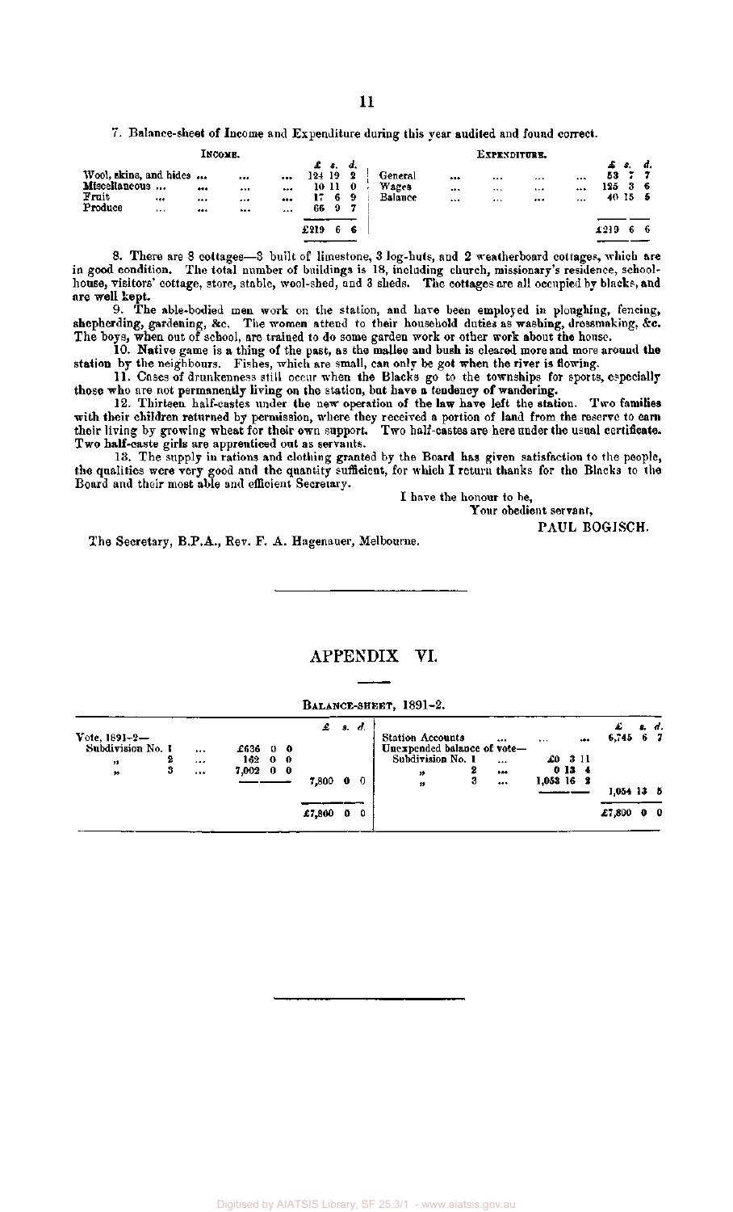7. Balance-sheet of Income and Expenditure during this year audited and found correct.

| INCOME. | £ s. d. | EXPENDITURE. | £ s. d. |
|---|---|---|---|
| Wool, skins, and hides ... | 124 19 2 | General ... | 53 7 7 |
| Miscellaneous ... | 10 11 0 | Wages ... | 125 3 6 |
| Fruit ... | 17 6 9 | Balance ... | 40 15 5 |
| Produce ... | 66 9 7 | | |
| | £219 6 6 | | £219 6 6 |

8. There are 8 cottages—3 built of limestone, 3 log-huts, and 2 weatherboard cottages, which are in good condition. The total number of buildings is 18, including church, missionary's residence, school-house, visitors' cottage, store, stable, wool-shed, and 3 sheds. The cottages are all occupied by blacks, and are well kept.

9. The able-bodied men work on the station, and have been employed in ploughing, fencing, shepherding, gardening, &c. The women attend to their household duties as washing, dressmaking, &c. The boys, when out of school, are trained to do some garden work or other work about the house.

10. Native game is a thing of the past, as the mallee and bush is cleared more and more around the station by the neighbours. Fishes, which are small, can only be got when the river is flowing.

11. Cases of drunkenness still occur when the Blacks go to the townships for sports, especially those who are not permanently living on the station, but have a tendency of wandering.

12. Thirteen half-castes under the new operation of the law have left the station. Two families with their children returned by permission, where they received a portion of land from the reserve to earn their living by growing wheat for their own support. Two half-castes are here under the usual certificate. Two half-caste girls are apprenticed out as servants.

13. The supply in rations and clothing granted by the Board has given satisfaction to the people, the qualities were very good and the quantity sufficient, for which I return thanks for the Blacks to the Board and their most able and efficient Secretary.

I have the honour to be,
Your obedient servant,
PAUL BOGISCH.

The Secretary, B.P.A., Rev. F. A. Hagenauer, Melbourne.

## APPENDIX VI.

BALANCE-SHEET, 1891-2.

| | | £ s. d. | | | £ s. d. |
|---|---|---|---|---|---|
| Vote, 1891-2— | | | Station Accounts ... | | 6,745 6 7 |
| Subdivision No. 1 ... | £636 0 0 | | Unexpended balance of vote— | | |
| " 2 ... | 162 0 0 | | Subdivision No. 1 ... | £0 3 11 | |
| " 3 ... | 7,002 0 0 | | " 2 ... | 0 13 4 | |
| | | 7,800 0 0 | " 3 ... | 1,053 16 2 | |
| | | | | | 1,054 13 5 |
| | | £7,800 0 0 | | | £7,800 0 0 |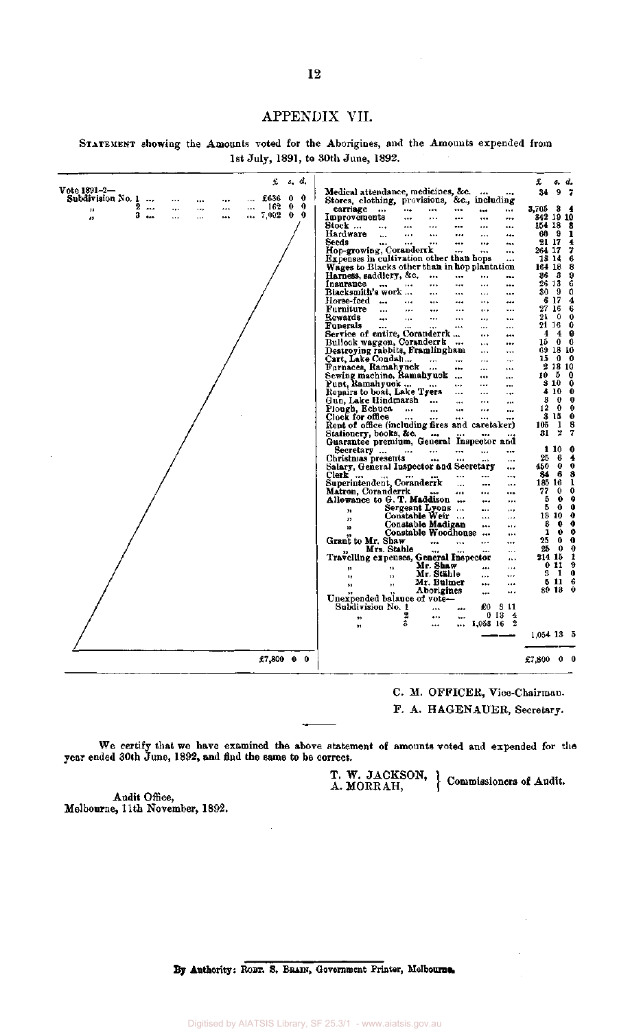# APPENDIX VII.

STATEMENT showing the Amounts voted for the Aborigines, and the Amounts expended from 1st July, 1891, to 30th June, 1892.

| | £ s. d. | | £ s. d. |
|---|---|---|---|
| Vote 1891-2— | | Medical attendance, medicines, &c. ... ... | 34 9 7 |
| Subdivision No. 1 ... ... ... ... ... | £636 0 0 | Stores, clothing, provisions, &c., including carriage ... ... ... ... ... | 3,705 3 4 |
| " 2 ... ... ... ... ... | 162 0 0 | Improvements ... ... ... ... | 342 19 10 |
| " 3 ... ... ... ... ... | 7,002 0 0 | Stock ... ... ... ... ... ... | 154 18 8 |
| | | Hardware ... ... ... ... ... | 60 9 1 |
| | | Seeds ... ... ... ... ... ... | 21 17 4 |
| | | Hop-growing, Coranderrk ... ... ... | 264 17 7 |
| | | Expenses in cultivation other than hops ... | 18 14 6 |
| | | Wages to Blacks other than in hop plantation | 164 18 8 |
| | | Harness, saddlery, &c. ... ... ... | 86 8 9 |
| | | Insurance ... ... ... ... ... | 26 13 6 |
| | | Blacksmith's work ... ... ... ... | 30 9 0 |
| | | Horse-feed ... ... ... ... ... | 6 17 4 |
| | | Furniture ... ... ... ... ... | 27 16 6 |
| | | Rewards ... ... ... ... ... | 21 0 0 |
| | | Funerals ... ... ... ... ... | 21 16 0 |
| | | Service of entire, Coranderrk ... ... ... | 4 4 0 |
| | | Bullock waggon, Coranderrk ... ... ... | 15 0 0 |
| | | Destroying rabbits, Framlingham ... ... | 69 18 10 |
| | | Cart, Lake Condah ... ... ... ... | 15 0 0 |
| | | Furnaces, Ramahyuck ... ... ... | 2 13 10 |
| | | Sewing machine, Ramahyuck ... ... ... | 10 5 0 |
| | | Punt, Ramahyuck ... ... ... ... | 3 10 0 |
| | | Repairs to boat, Lake Tyers ... ... | 4 10 0 |
| | | Gun, Lake Hindmarsh ... ... ... | 3 0 0 |
| | | Plough, Echuca ... ... ... ... | 12 0 0 |
| | | Clock for office ... ... ... ... | 3 15 0 |
| | | Rent of office (including fires and caretaker) | 105 1 8 |
| | | Stationery, books, &c. ... ... ... ... | 31 2 7 |
| | | Guarantee premium, General Inspector and Secretary ... ... ... ... ... | 1 10 0 |
| | | Christmas presents ... ... ... ... | 25 6 4 |
| | | Salary, General Inspector and Secretary ... | 450 0 0 |
| | | Clerk ... ... ... ... ... ... | 84 6 8 |
| | | Superintendent, Coranderrk ... ... ... | 185 16 1 |
| | | Matron, Coranderrk ... ... ... ... | 77 0 0 |
| | | Allowance to G. T. Maddison ... ... ... | 5 0 0 |
| | | " Sergeant Lyons ... ... | 5 0 0 |
| | | " Constable Weir ... ... | 18 10 0 |
| | | " Constable Madigan ... ... | 8 0 0 |
| | | " Constable Woodhouse ... ... | 1 0 0 |
| | | Grant to Mr. Shaw ... ... ... ... | 25 0 0 |
| | | " Mrs. Stahle ... ... ... ... | 25 0 0 |
| | | Travelling expenses, General Inspector ... | 214 15 1 |
| | | " " Mr. Shaw ... ... | 0 11 9 |
| | | " " Mr. Stähle ... ... | 3 1 0 |
| | | " " Mr. Bulmer ... ... | 5 11 6 |
| | | " " Aborigines ... ... | 89 13 0 |
| | | Unexpended balance of vote— Subdivision No. 1 ... ... £0 8 11; " 2 ... ... 0 13 4; " 3 ... ... 1,053 16 2 | 1,054 13 5 |
| | £7,800 0 0 | | £7,800 0 0 |

C. M. OFFICER, Vice-Chairman.
F. A. HAGENAUER, Secretary.

---

We certify that we have examined the above statement of amounts voted and expended for the year ended 30th June, 1892, and find the same to be correct.

T. W. JACKSON, }
A. MORRAH, } Commissioners of Audit.

Audit Office,
Melbourne, 11th November, 1892.

By Authority: ROBT. S. BRAIN, Government Printer, Melbourne.